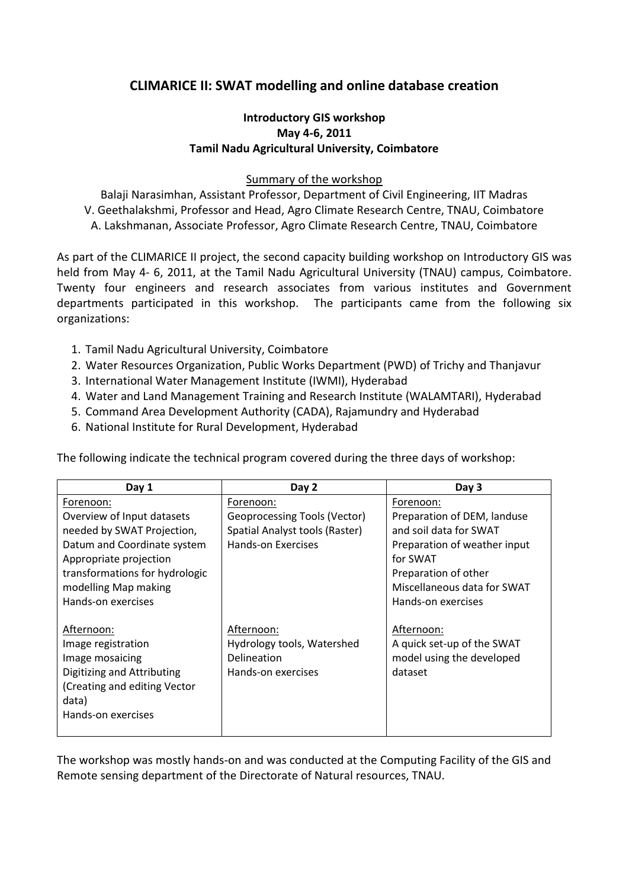# CLIMARICE II: SWAT modelling and online database creation

**Introductory GIS workshop**
**May 4-6, 2011**
**Tamil Nadu Agricultural University, Coimbatore**

Summary of the workshop

Balaji Narasimhan, Assistant Professor, Department of Civil Engineering, IIT Madras
V. Geethalakshmi, Professor and Head, Agro Climate Research Centre, TNAU, Coimbatore
A. Lakshmanan, Associate Professor, Agro Climate Research Centre, TNAU, Coimbatore

As part of the CLIMARICE II project, the second capacity building workshop on Introductory GIS was held from May 4- 6, 2011, at the Tamil Nadu Agricultural University (TNAU) campus, Coimbatore. Twenty four engineers and research associates from various institutes and Government departments participated in this workshop. The participants came from the following six organizations:

1. Tamil Nadu Agricultural University, Coimbatore
2. Water Resources Organization, Public Works Department (PWD) of Trichy and Thanjavur
3. International Water Management Institute (IWMI), Hyderabad
4. Water and Land Management Training and Research Institute (WALAMTARI), Hyderabad
5. Command Area Development Authority (CADA), Rajamundry and Hyderabad
6. National Institute for Rural Development, Hyderabad

The following indicate the technical program covered during the three days of workshop:

| Day 1 | Day 2 | Day 3 |
|---|---|---|
| Forenoon:<br>Overview of Input datasets needed by SWAT Projection, Datum and Coordinate system<br>Appropriate projection transformations for hydrologic modelling Map making<br>Hands-on exercises | Forenoon:<br>Geoprocessing Tools (Vector)<br>Spatial Analyst tools (Raster)<br>Hands-on Exercises | Forenoon:<br>Preparation of DEM, landuse and soil data for SWAT<br>Preparation of weather input for SWAT<br>Preparation of other Miscellaneous data for SWAT<br>Hands-on exercises |
| Afternoon:<br>Image registration<br>Image mosaicing<br>Digitizing and Attributing (Creating and editing Vector data)<br>Hands-on exercises | Afternoon:<br>Hydrology tools, Watershed Delineation<br>Hands-on exercises | Afternoon:<br>A quick set-up of the SWAT model using the developed dataset |

The workshop was mostly hands-on and was conducted at the Computing Facility of the GIS and Remote sensing department of the Directorate of Natural resources, TNAU.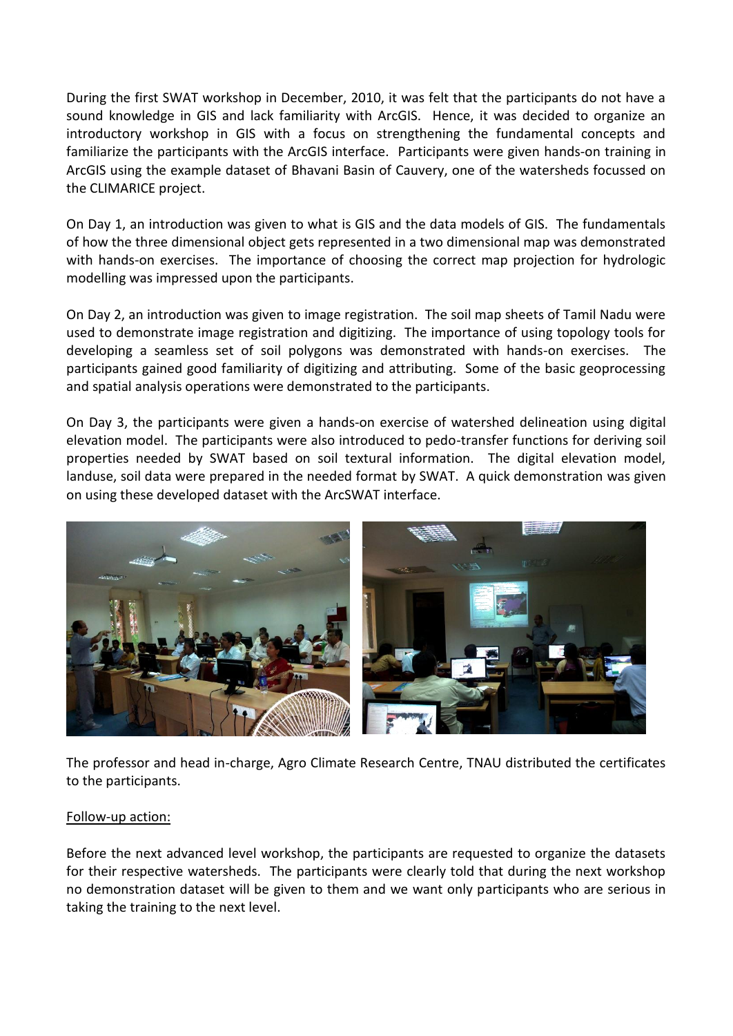During the first SWAT workshop in December, 2010, it was felt that the participants do not have a sound knowledge in GIS and lack familiarity with ArcGIS. Hence, it was decided to organize an introductory workshop in GIS with a focus on strengthening the fundamental concepts and familiarize the participants with the ArcGIS interface. Participants were given hands-on training in ArcGIS using the example dataset of Bhavani Basin of Cauvery, one of the watersheds focussed on the CLIMARICE project.

On Day 1, an introduction was given to what is GIS and the data models of GIS. The fundamentals of how the three dimensional object gets represented in a two dimensional map was demonstrated with hands-on exercises. The importance of choosing the correct map projection for hydrologic modelling was impressed upon the participants.

On Day 2, an introduction was given to image registration. The soil map sheets of Tamil Nadu were used to demonstrate image registration and digitizing. The importance of using topology tools for developing a seamless set of soil polygons was demonstrated with hands-on exercises. The participants gained good familiarity of digitizing and attributing. Some of the basic geoprocessing and spatial analysis operations were demonstrated to the participants.

On Day 3, the participants were given a hands-on exercise of watershed delineation using digital elevation model. The participants were also introduced to pedo-transfer functions for deriving soil properties needed by SWAT based on soil textural information. The digital elevation model, landuse, soil data were prepared in the needed format by SWAT. A quick demonstration was given on using these developed dataset with the ArcSWAT interface.

The professor and head in-charge, Agro Climate Research Centre, TNAU distributed the certificates to the participants.

<u>Follow-up action:</u>

Before the next advanced level workshop, the participants are requested to organize the datasets for their respective watersheds. The participants were clearly told that during the next workshop no demonstration dataset will be given to them and we want only participants who are serious in taking the training to the next level.